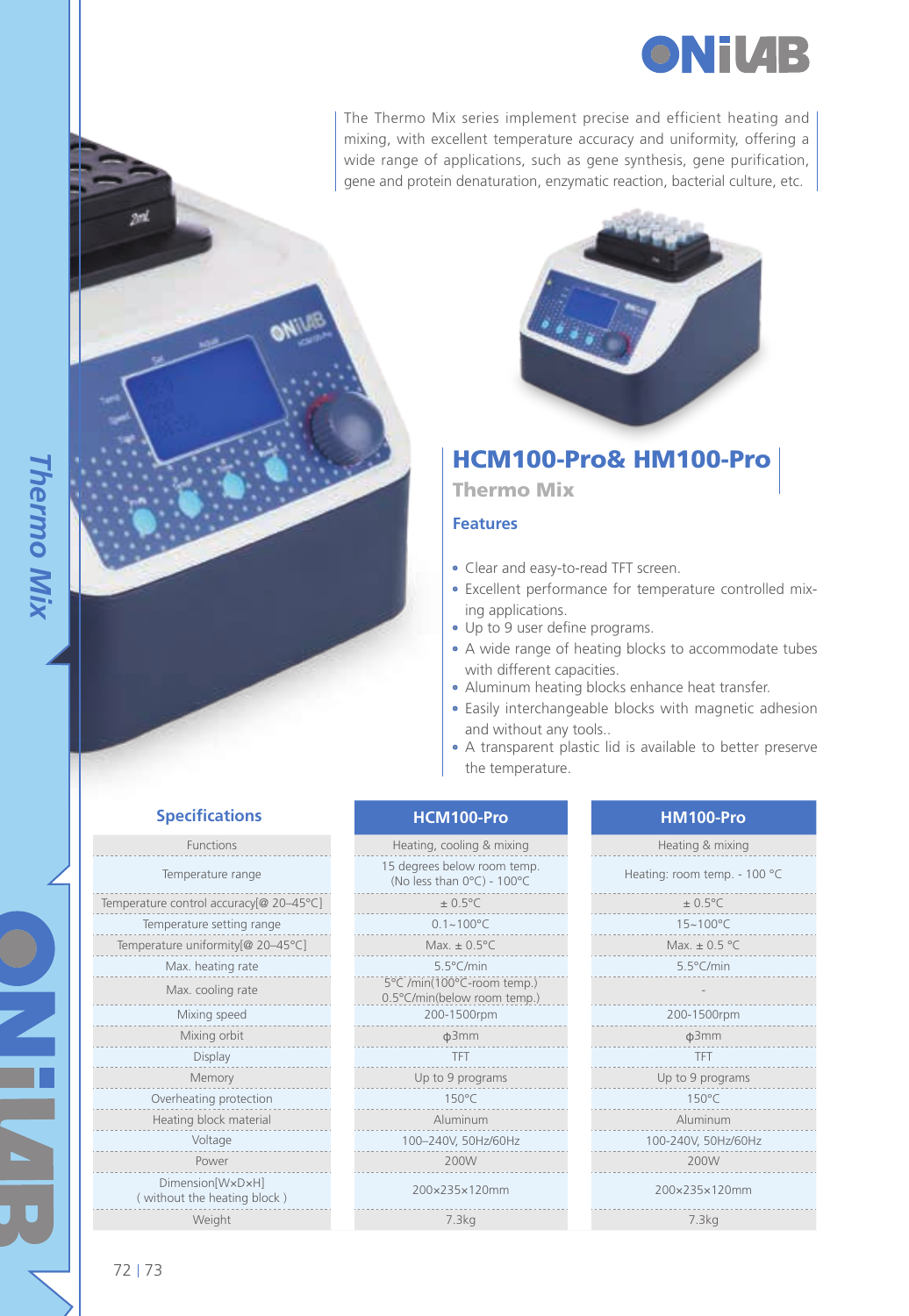The Thermo Mix series implement precise and efficient heating and mixing, with excellent temperature accuracy and uniformity, offering a wide range of applications, such as gene synthesis, gene purification, gene and protein denaturation, enzymatic reaction, bacterial culture, etc.

# HCM100-Pro& HM100-Pro

## Thermo Mix

### Features

- Clear and easy-to-read TFT screen.
- Excellent performance for temperature controlled mixing applications.
- Up to 9 user define programs.
- A wide range of heating blocks to accommodate tubes with different capacities.
- Aluminum heating blocks enhance heat transfer.
- Easily interchangeable blocks with magnetic adhesion and without any tools..
- A transparent plastic lid is available to better preserve the temperature.

### Specifications

| Specifications | HCM100-Pro | HM100-Pro |
|---|---|---|
| Functions | Heating, cooling & mixing | Heating & mixing |
| Temperature range | 15 degrees below room temp. (No less than 0°C) - 100°C | Heating: room temp. - 100 °C |
| Temperature control accuracy[@ 20–45°C] | ± 0.5°C | ± 0.5°C |
| Temperature setting range | 0.1~100°C | 15~100°C |
| Temperature uniformity[@ 20–45°C] | Max. ± 0.5°C | Max. ± 0.5 °C |
| Max. heating rate | 5.5°C/min | 5.5°C/min |
| Max. cooling rate | 5°C /min(100°C-room temp.) 0.5°C/min(below room temp.) | - |
| Mixing speed | 200-1500rpm | 200-1500rpm |
| Mixing orbit | φ3mm | φ3mm |
| Display | TFT | TFT |
| Memory | Up to 9 programs | Up to 9 programs |
| Overheating protection | 150°C | 150°C |
| Heating block material | Aluminum | Aluminum |
| Voltage | 100–240V, 50Hz/60Hz | 100-240V, 50Hz/60Hz |
| Power | 200W | 200W |
| Dimension[W×D×H] ( without the heating block ) | 200×235×120mm | 200×235×120mm |
| Weight | 7.3kg | 7.3kg |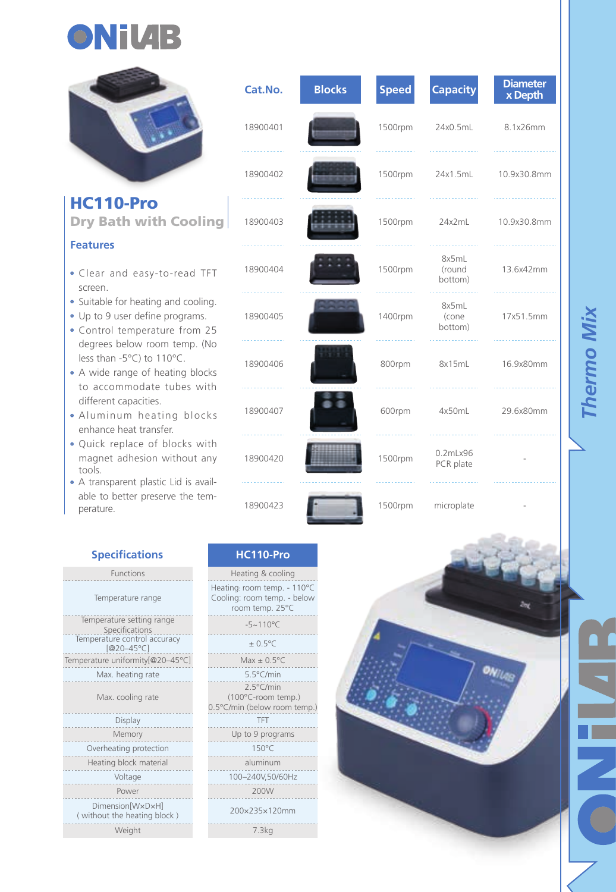# ONiLAB

## HC110-Pro

### Dry Bath with Cooling

### Features

- Clear and easy-to-read TFT screen.
- Suitable for heating and cooling.
- Up to 9 user define programs.
- Control temperature from 25 degrees below room temp. (No less than -5°C) to 110°C.
- A wide range of heating blocks to accommodate tubes with different capacities.
- Aluminum heating blocks enhance heat transfer.
- Quick replace of blocks with magnet adhesion without any tools.
- A transparent plastic Lid is available to better preserve the temperature.

| Cat.No. | Blocks | Speed | Capacity | Diameter x Depth |
|---|---|---|---|---|
| 18900401 | | 1500rpm | 24x0.5mL | 8.1x26mm |
| 18900402 | | 1500rpm | 24x1.5mL | 10.9x30.8mm |
| 18900403 | | 1500rpm | 24x2mL | 10.9x30.8mm |
| 18900404 | | 1500rpm | 8x5mL (round bottom) | 13.6x42mm |
| 18900405 | | 1400rpm | 8x5mL (cone bottom) | 17x51.5mm |
| 18900406 | | 800rpm | 8x15mL | 16.9x80mm |
| 18900407 | | 600rpm | 4x50mL | 29.6x80mm |
| 18900420 | | 1500rpm | 0.2mLx96 PCR plate | - |
| 18900423 | | 1500rpm | microplate | - |

| Specifications | HC110-Pro |
|---|---|
| Functions | Heating & cooling |
| Temperature range | Heating: room temp. - 110°C<br>Cooling: room temp. - below room temp. 25°C |
| Temperature setting range Specifications | -5~110°C |
| Temperature control accuracy [@20–45°C] | ± 0.5°C |
| Temperature uniformity[@20–45°C] | Max ± 0.5°C |
| Max. heating rate | 5.5°C/min |
| Max. cooling rate | 2.5°C/min (100°C-room temp.)<br>0.5°C/min (below room temp.) |
| Display | TFT |
| Memory | Up to 9 programs |
| Overheating protection | 150°C |
| Heating block material | aluminum |
| Voltage | 100–240V,50/60Hz |
| Power | 200W |
| Dimension[WxDxH] ( without the heating block ) | 200×235×120mm |
| Weight | 7.3kg |

Thermo Mix